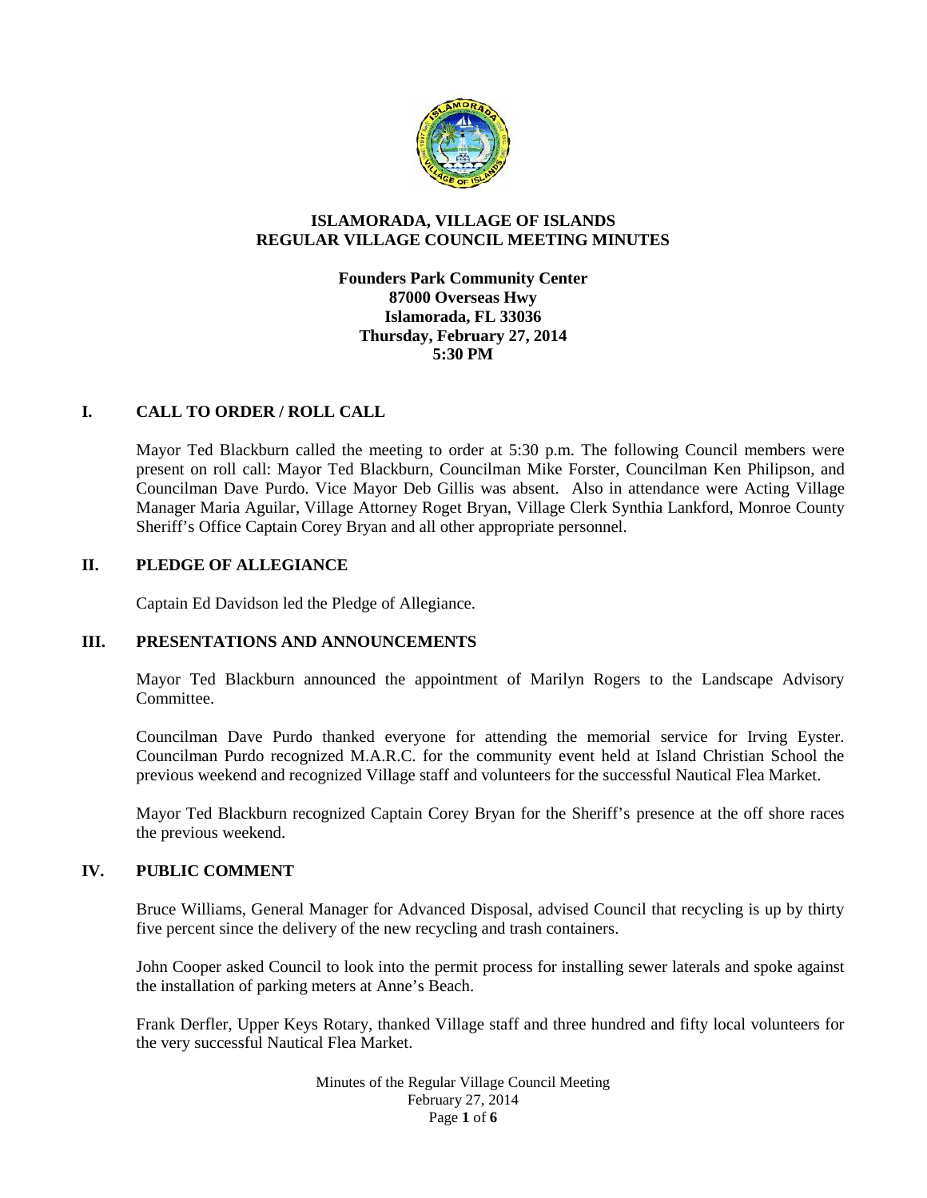# ISLAMORADA, VILLAGE OF ISLANDS
# REGULAR VILLAGE COUNCIL MEETING MINUTES

**Founders Park Community Center**
**87000 Overseas Hwy**
**Islamorada, FL 33036**
**Thursday, February 27, 2014**
**5:30 PM**

## I. CALL TO ORDER / ROLL CALL

Mayor Ted Blackburn called the meeting to order at 5:30 p.m. The following Council members were present on roll call: Mayor Ted Blackburn, Councilman Mike Forster, Councilman Ken Philipson, and Councilman Dave Purdo. Vice Mayor Deb Gillis was absent. Also in attendance were Acting Village Manager Maria Aguilar, Village Attorney Roget Bryan, Village Clerk Synthia Lankford, Monroe County Sheriff's Office Captain Corey Bryan and all other appropriate personnel.

## II. PLEDGE OF ALLEGIANCE

Captain Ed Davidson led the Pledge of Allegiance.

## III. PRESENTATIONS AND ANNOUNCEMENTS

Mayor Ted Blackburn announced the appointment of Marilyn Rogers to the Landscape Advisory Committee.

Councilman Dave Purdo thanked everyone for attending the memorial service for Irving Eyster. Councilman Purdo recognized M.A.R.C. for the community event held at Island Christian School the previous weekend and recognized Village staff and volunteers for the successful Nautical Flea Market.

Mayor Ted Blackburn recognized Captain Corey Bryan for the Sheriff's presence at the off shore races the previous weekend.

## IV. PUBLIC COMMENT

Bruce Williams, General Manager for Advanced Disposal, advised Council that recycling is up by thirty five percent since the delivery of the new recycling and trash containers.

John Cooper asked Council to look into the permit process for installing sewer laterals and spoke against the installation of parking meters at Anne's Beach.

Frank Derfler, Upper Keys Rotary, thanked Village staff and three hundred and fifty local volunteers for the very successful Nautical Flea Market.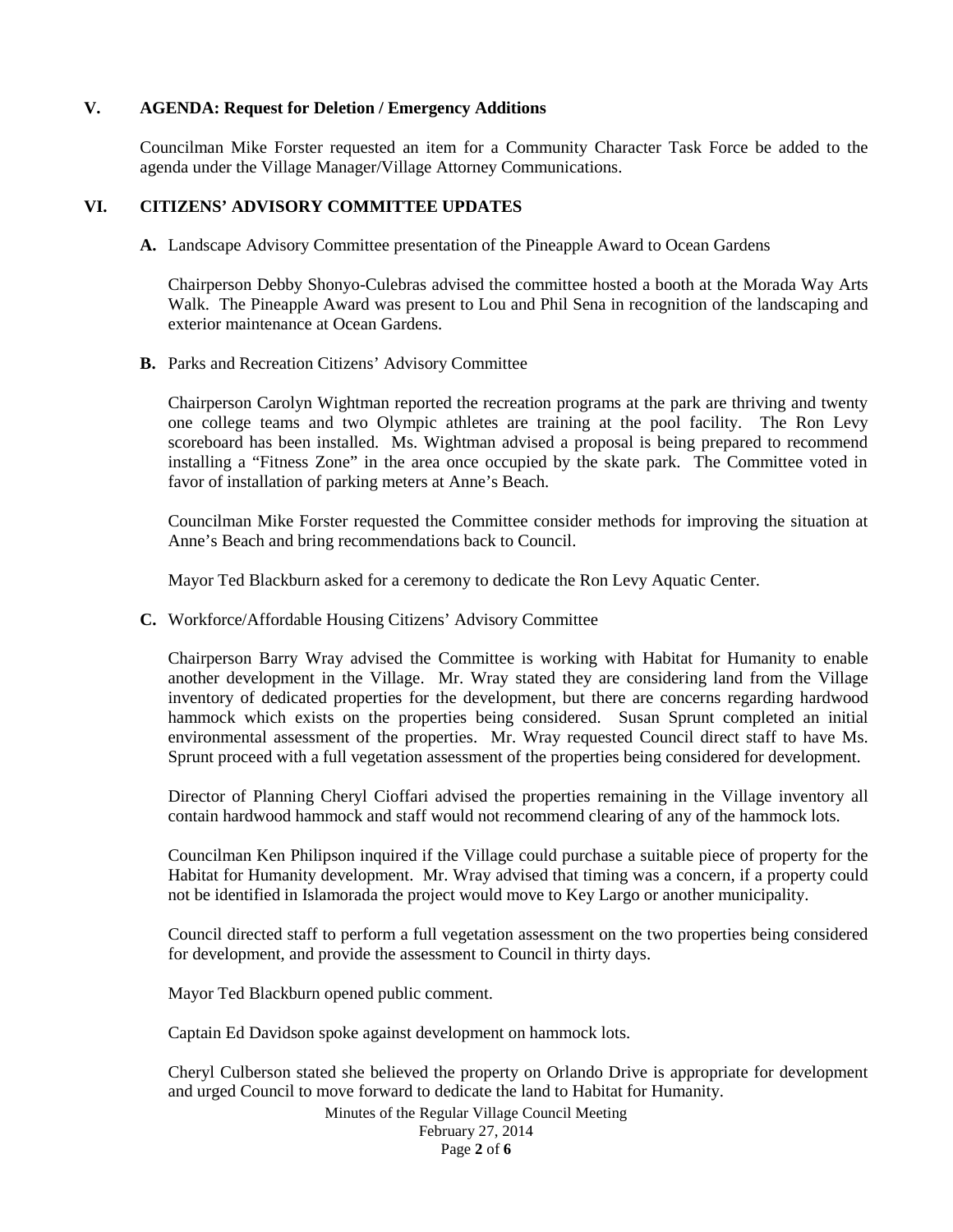## V. AGENDA: Request for Deletion / Emergency Additions

Councilman Mike Forster requested an item for a Community Character Task Force be added to the agenda under the Village Manager/Village Attorney Communications.

## VI. CITIZENS' ADVISORY COMMITTEE UPDATES

**A.** Landscape Advisory Committee presentation of the Pineapple Award to Ocean Gardens

Chairperson Debby Shonyo-Culebras advised the committee hosted a booth at the Morada Way Arts Walk. The Pineapple Award was present to Lou and Phil Sena in recognition of the landscaping and exterior maintenance at Ocean Gardens.

**B.** Parks and Recreation Citizens' Advisory Committee

Chairperson Carolyn Wightman reported the recreation programs at the park are thriving and twenty one college teams and two Olympic athletes are training at the pool facility. The Ron Levy scoreboard has been installed. Ms. Wightman advised a proposal is being prepared to recommend installing a "Fitness Zone" in the area once occupied by the skate park. The Committee voted in favor of installation of parking meters at Anne's Beach.

Councilman Mike Forster requested the Committee consider methods for improving the situation at Anne's Beach and bring recommendations back to Council.

Mayor Ted Blackburn asked for a ceremony to dedicate the Ron Levy Aquatic Center.

**C.** Workforce/Affordable Housing Citizens' Advisory Committee

Chairperson Barry Wray advised the Committee is working with Habitat for Humanity to enable another development in the Village. Mr. Wray stated they are considering land from the Village inventory of dedicated properties for the development, but there are concerns regarding hardwood hammock which exists on the properties being considered. Susan Sprunt completed an initial environmental assessment of the properties. Mr. Wray requested Council direct staff to have Ms. Sprunt proceed with a full vegetation assessment of the properties being considered for development.

Director of Planning Cheryl Cioffari advised the properties remaining in the Village inventory all contain hardwood hammock and staff would not recommend clearing of any of the hammock lots.

Councilman Ken Philipson inquired if the Village could purchase a suitable piece of property for the Habitat for Humanity development. Mr. Wray advised that timing was a concern, if a property could not be identified in Islamorada the project would move to Key Largo or another municipality.

Council directed staff to perform a full vegetation assessment on the two properties being considered for development, and provide the assessment to Council in thirty days.

Mayor Ted Blackburn opened public comment.

Captain Ed Davidson spoke against development on hammock lots.

Cheryl Culberson stated she believed the property on Orlando Drive is appropriate for development and urged Council to move forward to dedicate the land to Habitat for Humanity.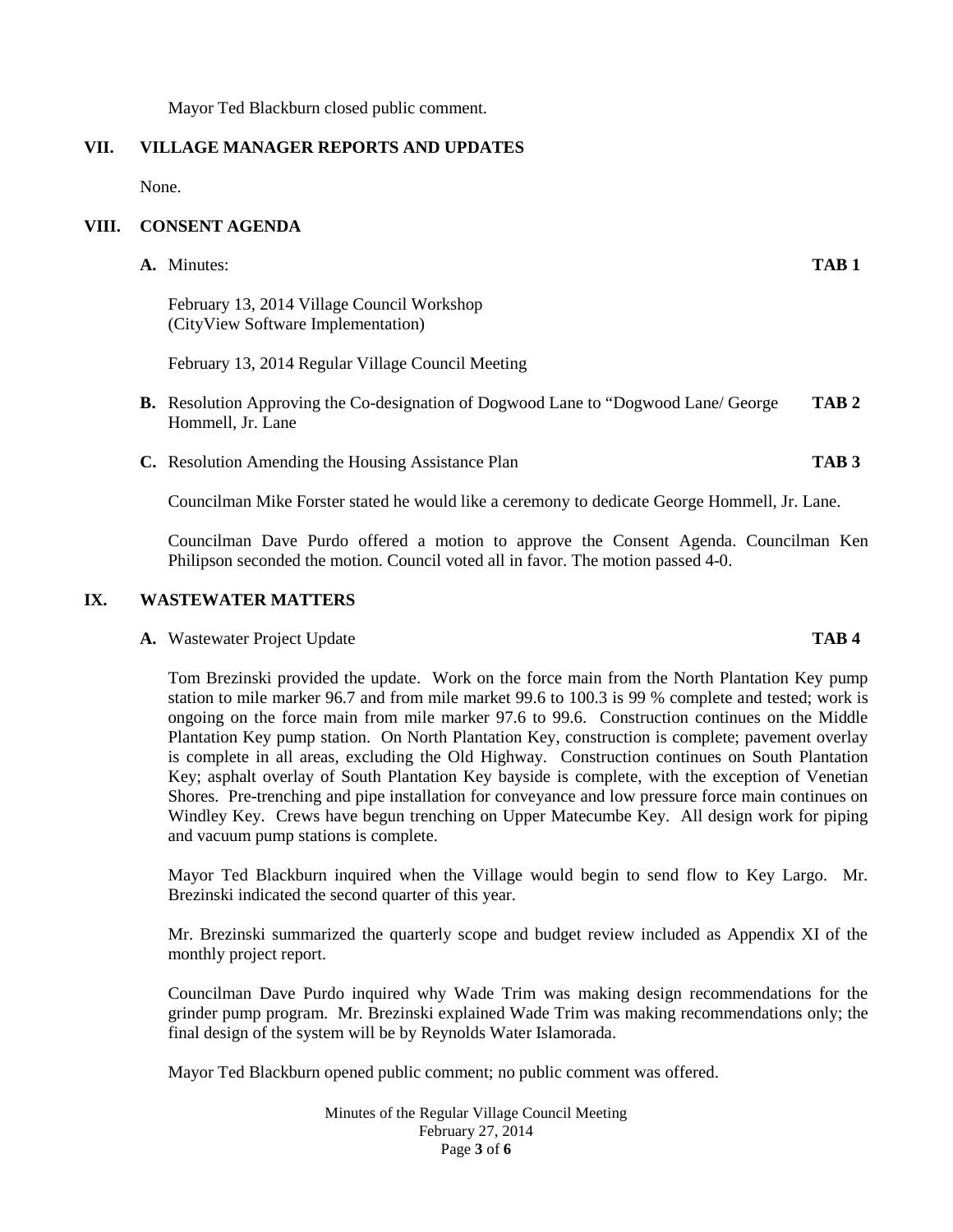Mayor Ted Blackburn closed public comment.

## VII. VILLAGE MANAGER REPORTS AND UPDATES

None.

## VIII. CONSENT AGENDA

**A.** Minutes: **TAB 1**

February 13, 2014 Village Council Workshop
(CityView Software Implementation)

February 13, 2014 Regular Village Council Meeting

**B.** Resolution Approving the Co-designation of Dogwood Lane to "Dogwood Lane/ George Hommell, Jr. Lane **TAB 2**

**C.** Resolution Amending the Housing Assistance Plan **TAB 3**

Councilman Mike Forster stated he would like a ceremony to dedicate George Hommell, Jr. Lane.

Councilman Dave Purdo offered a motion to approve the Consent Agenda. Councilman Ken Philipson seconded the motion. Council voted all in favor. The motion passed 4-0.

## IX. WASTEWATER MATTERS

**A.** Wastewater Project Update **TAB 4**

Tom Brezinski provided the update. Work on the force main from the North Plantation Key pump station to mile marker 96.7 and from mile market 99.6 to 100.3 is 99 % complete and tested; work is ongoing on the force main from mile marker 97.6 to 99.6. Construction continues on the Middle Plantation Key pump station. On North Plantation Key, construction is complete; pavement overlay is complete in all areas, excluding the Old Highway. Construction continues on South Plantation Key; asphalt overlay of South Plantation Key bayside is complete, with the exception of Venetian Shores. Pre-trenching and pipe installation for conveyance and low pressure force main continues on Windley Key. Crews have begun trenching on Upper Matecumbe Key. All design work for piping and vacuum pump stations is complete.

Mayor Ted Blackburn inquired when the Village would begin to send flow to Key Largo. Mr. Brezinski indicated the second quarter of this year.

Mr. Brezinski summarized the quarterly scope and budget review included as Appendix XI of the monthly project report.

Councilman Dave Purdo inquired why Wade Trim was making design recommendations for the grinder pump program. Mr. Brezinski explained Wade Trim was making recommendations only; the final design of the system will be by Reynolds Water Islamorada.

Mayor Ted Blackburn opened public comment; no public comment was offered.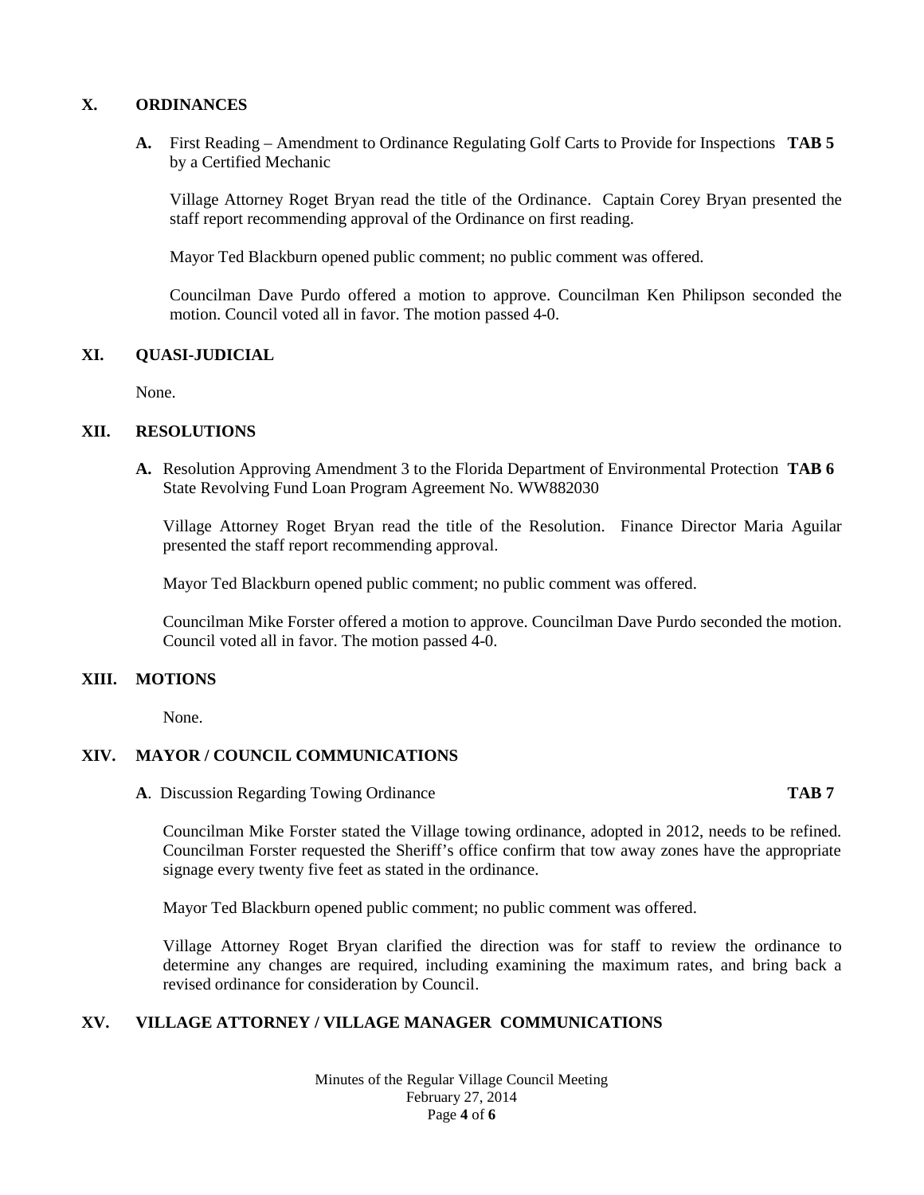## X. ORDINANCES

**A.** First Reading – Amendment to Ordinance Regulating Golf Carts to Provide for Inspections by a Certified Mechanic **TAB 5**

Village Attorney Roget Bryan read the title of the Ordinance. Captain Corey Bryan presented the staff report recommending approval of the Ordinance on first reading.

Mayor Ted Blackburn opened public comment; no public comment was offered.

Councilman Dave Purdo offered a motion to approve. Councilman Ken Philipson seconded the motion. Council voted all in favor. The motion passed 4-0.

## XI. QUASI-JUDICIAL

None.

## XII. RESOLUTIONS

**A.** Resolution Approving Amendment 3 to the Florida Department of Environmental Protection State Revolving Fund Loan Program Agreement No. WW882030 **TAB 6**

Village Attorney Roget Bryan read the title of the Resolution. Finance Director Maria Aguilar presented the staff report recommending approval.

Mayor Ted Blackburn opened public comment; no public comment was offered.

Councilman Mike Forster offered a motion to approve. Councilman Dave Purdo seconded the motion. Council voted all in favor. The motion passed 4-0.

## XIII. MOTIONS

None.

## XIV. MAYOR / COUNCIL COMMUNICATIONS

**A**. Discussion Regarding Towing Ordinance **TAB 7**

Councilman Mike Forster stated the Village towing ordinance, adopted in 2012, needs to be refined. Councilman Forster requested the Sheriff's office confirm that tow away zones have the appropriate signage every twenty five feet as stated in the ordinance.

Mayor Ted Blackburn opened public comment; no public comment was offered.

Village Attorney Roget Bryan clarified the direction was for staff to review the ordinance to determine any changes are required, including examining the maximum rates, and bring back a revised ordinance for consideration by Council.

## XV. VILLAGE ATTORNEY / VILLAGE MANAGER COMMUNICATIONS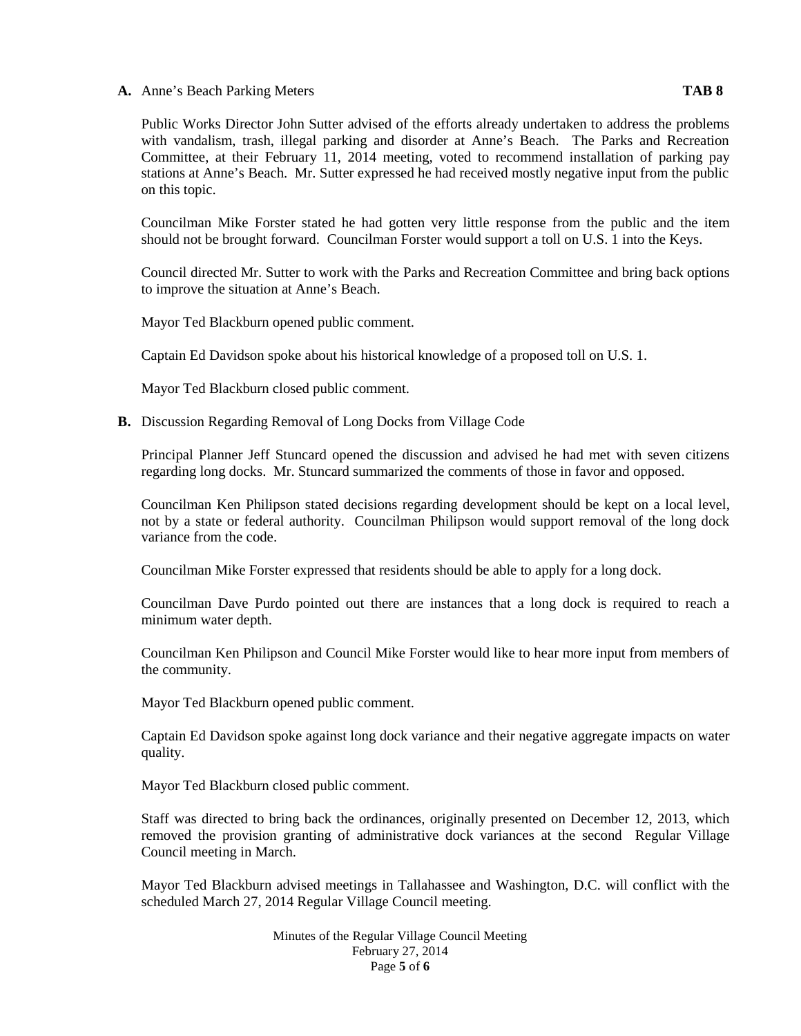**A.** Anne's Beach Parking Meters **TAB 8**

Public Works Director John Sutter advised of the efforts already undertaken to address the problems with vandalism, trash, illegal parking and disorder at Anne's Beach. The Parks and Recreation Committee, at their February 11, 2014 meeting, voted to recommend installation of parking pay stations at Anne's Beach. Mr. Sutter expressed he had received mostly negative input from the public on this topic.

Councilman Mike Forster stated he had gotten very little response from the public and the item should not be brought forward. Councilman Forster would support a toll on U.S. 1 into the Keys.

Council directed Mr. Sutter to work with the Parks and Recreation Committee and bring back options to improve the situation at Anne's Beach.

Mayor Ted Blackburn opened public comment.

Captain Ed Davidson spoke about his historical knowledge of a proposed toll on U.S. 1.

Mayor Ted Blackburn closed public comment.

**B.** Discussion Regarding Removal of Long Docks from Village Code

Principal Planner Jeff Stuncard opened the discussion and advised he had met with seven citizens regarding long docks. Mr. Stuncard summarized the comments of those in favor and opposed.

Councilman Ken Philipson stated decisions regarding development should be kept on a local level, not by a state or federal authority. Councilman Philipson would support removal of the long dock variance from the code.

Councilman Mike Forster expressed that residents should be able to apply for a long dock.

Councilman Dave Purdo pointed out there are instances that a long dock is required to reach a minimum water depth.

Councilman Ken Philipson and Council Mike Forster would like to hear more input from members of the community.

Mayor Ted Blackburn opened public comment.

Captain Ed Davidson spoke against long dock variance and their negative aggregate impacts on water quality.

Mayor Ted Blackburn closed public comment.

Staff was directed to bring back the ordinances, originally presented on December 12, 2013, which removed the provision granting of administrative dock variances at the second Regular Village Council meeting in March.

Mayor Ted Blackburn advised meetings in Tallahassee and Washington, D.C. will conflict with the scheduled March 27, 2014 Regular Village Council meeting.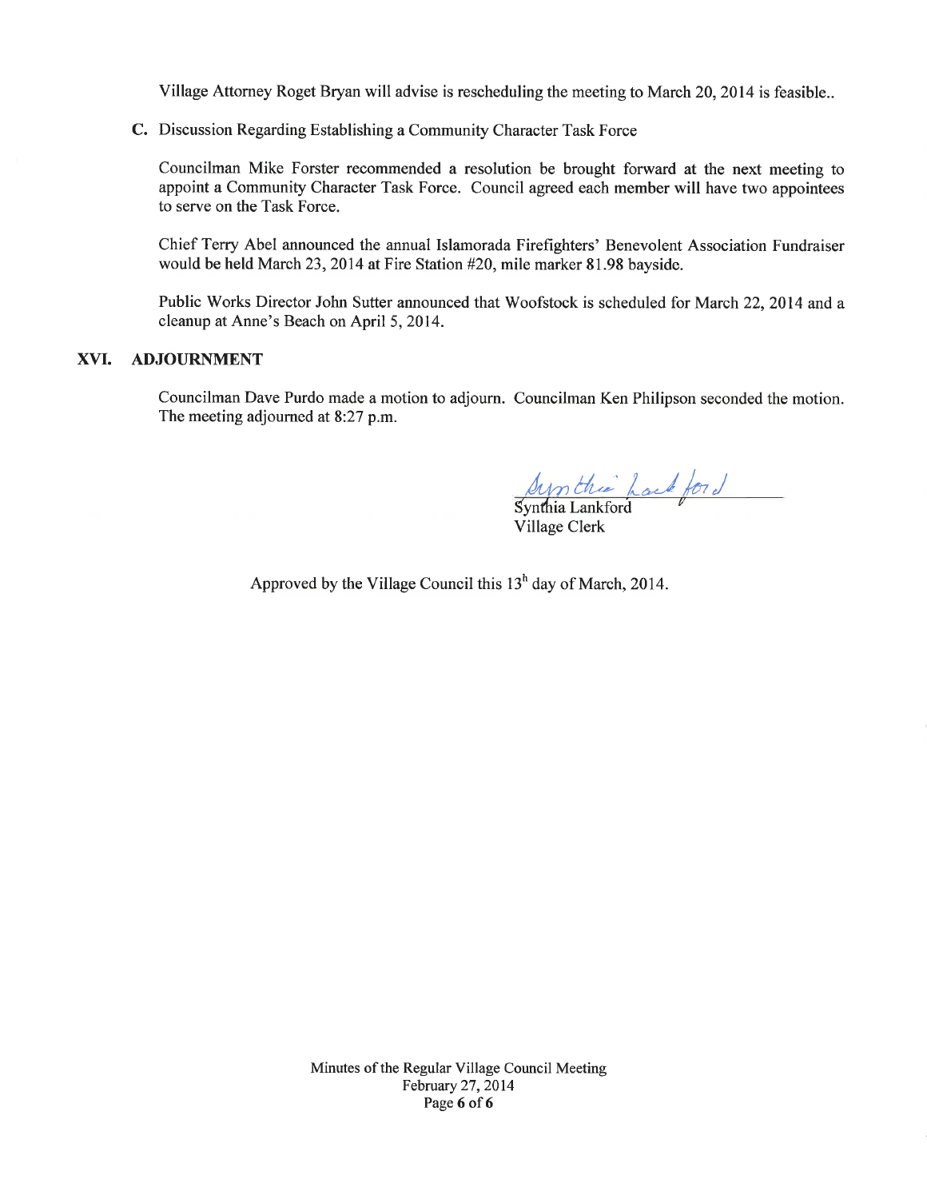Village Attorney Roget Bryan will advise is rescheduling the meeting to March 20, 2014 is feasible..

**C.** Discussion Regarding Establishing a Community Character Task Force

Councilman Mike Forster recommended a resolution be brought forward at the next meeting to appoint a Community Character Task Force. Council agreed each member will have two appointees to serve on the Task Force.

Chief Terry Abel announced the annual Islamorada Firefighters' Benevolent Association Fundraiser would be held March 23, 2014 at Fire Station #20, mile marker 81.98 bayside.

Public Works Director John Sutter announced that Woofstock is scheduled for March 22, 2014 and a cleanup at Anne's Beach on April 5, 2014.

## XVI. ADJOURNMENT

Councilman Dave Purdo made a motion to adjourn. Councilman Ken Philipson seconded the motion. The meeting adjourned at 8:27 p.m.

Synthia Lankford
Village Clerk

Approved by the Village Council this 13h day of March, 2014.

Minutes of the Regular Village Council Meeting
February 27, 2014